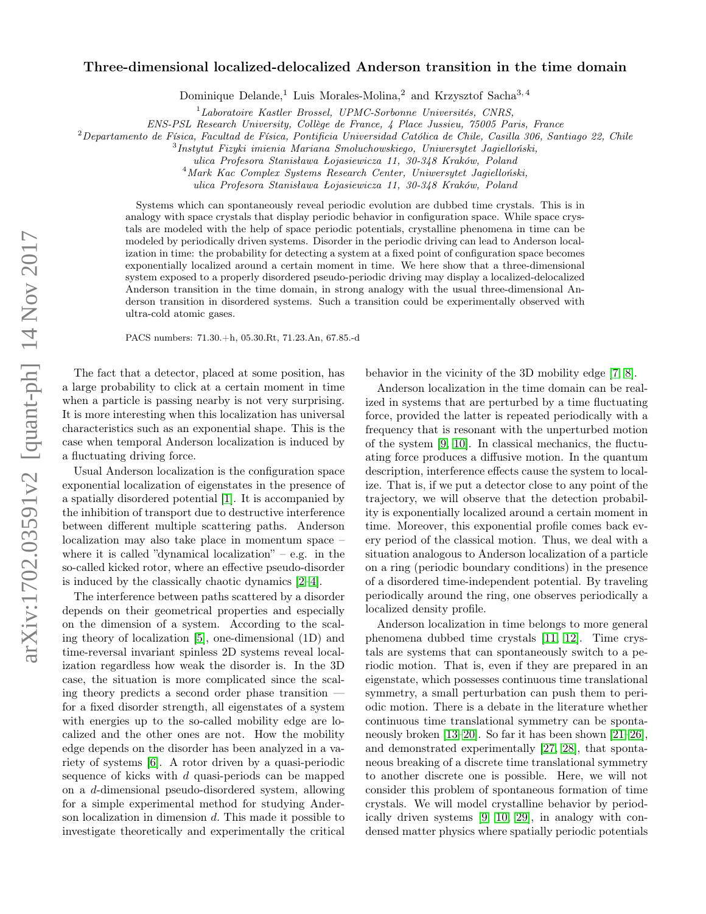# Three-dimensional localized-delocalized Anderson transition in the time domain

Dominique Delande,[1] Luis Morales-Molina,[2] and Krzysztof Sacha[3,4]

[1] *Laboratoire Kastler Brossel, UPMC-Sorbonne Universités, CNRS, ENS-PSL Research University, Collège de France, 4 Place Jussieu, 75005 Paris, France*

[2] *Departamento de Física, Facultad de Física, Pontificia Universidad Católica de Chile, Casilla 306, Santiago 22, Chile*

[3] *Instytut Fizyki imienia Mariana Smoluchowskiego, Uniwersytet Jagielloński, ulica Profesora Stanisława Łojasiewicza 11, 30-348 Kraków, Poland*

[4] *Mark Kac Complex Systems Research Center, Uniwersytet Jagielloński, ulica Profesora Stanisława Łojasiewicza 11, 30-348 Kraków, Poland*

Systems which can spontaneously reveal periodic evolution are dubbed time crystals. This is in analogy with space crystals that display periodic behavior in configuration space. While space crystals are modeled with the help of space periodic potentials, crystalline phenomena in time can be modeled by periodically driven systems. Disorder in the periodic driving can lead to Anderson localization in time: the probability for detecting a system at a fixed point of configuration space becomes exponentially localized around a certain moment in time. We here show that a three-dimensional system exposed to a properly disordered pseudo-periodic driving may display a localized-delocalized Anderson transition in the time domain, in strong analogy with the usual three-dimensional Anderson transition in disordered systems. Such a transition could be experimentally observed with ultra-cold atomic gases.

PACS numbers: 71.30.+h, 05.30.Rt, 71.23.An, 67.85.-d

The fact that a detector, placed at some position, has a large probability to click at a certain moment in time when a particle is passing nearby is not very surprising. It is more interesting when this localization has universal characteristics such as an exponential shape. This is the case when temporal Anderson localization is induced by a fluctuating driving force.

Usual Anderson localization is the configuration space exponential localization of eigenstates in the presence of a spatially disordered potential [1]. It is accompanied by the inhibition of transport due to destructive interference between different multiple scattering paths. Anderson localization may also take place in momentum space – where it is called "dynamical localization" – e.g. in the so-called kicked rotor, where an effective pseudo-disorder is induced by the classically chaotic dynamics [2–4].

The interference between paths scattered by a disorder depends on their geometrical properties and especially on the dimension of a system. According to the scaling theory of localization [5], one-dimensional (1D) and time-reversal invariant spinless 2D systems reveal localization regardless how weak the disorder is. In the 3D case, the situation is more complicated since the scaling theory predicts a second order phase transition — for a fixed disorder strength, all eigenstates of a system with energies up to the so-called mobility edge are localized and the other ones are not. How the mobility edge depends on the disorder has been analyzed in a variety of systems [6]. A rotor driven by a quasi-periodic sequence of kicks with $d$ quasi-periods can be mapped on a $d$-dimensional pseudo-disordered system, allowing for a simple experimental method for studying Anderson localization in dimension $d$. This made it possible to investigate theoretically and experimentally the critical behavior in the vicinity of the 3D mobility edge [7, 8].

Anderson localization in the time domain can be realized in systems that are perturbed by a time fluctuating force, provided the latter is repeated periodically with a frequency that is resonant with the unperturbed motion of the system [9, 10]. In classical mechanics, the fluctuating force produces a diffusive motion. In the quantum description, interference effects cause the system to localize. That is, if we put a detector close to any point of the trajectory, we will observe that the detection probability is exponentially localized around a certain moment in time. Moreover, this exponential profile comes back every period of the classical motion. Thus, we deal with a situation analogous to Anderson localization of a particle on a ring (periodic boundary conditions) in the presence of a disordered time-independent potential. By traveling periodically around the ring, one observes periodically a localized density profile.

Anderson localization in time belongs to more general phenomena dubbed time crystals [11, 12]. Time crystals are systems that can spontaneously switch to a periodic motion. That is, even if they are prepared in an eigenstate, which possesses continuous time translational symmetry, a small perturbation can push them to periodic motion. There is a debate in the literature whether continuous time translational symmetry can be spontaneously broken [13–20]. So far it has been shown [21–26], and demonstrated experimentally [27, 28], that spontaneous breaking of a discrete time translational symmetry to another discrete one is possible. Here, we will not consider this problem of spontaneous formation of time crystals. We will model crystalline behavior by periodically driven systems [9, 10, 29], in analogy with condensed matter physics where spatially periodic potentials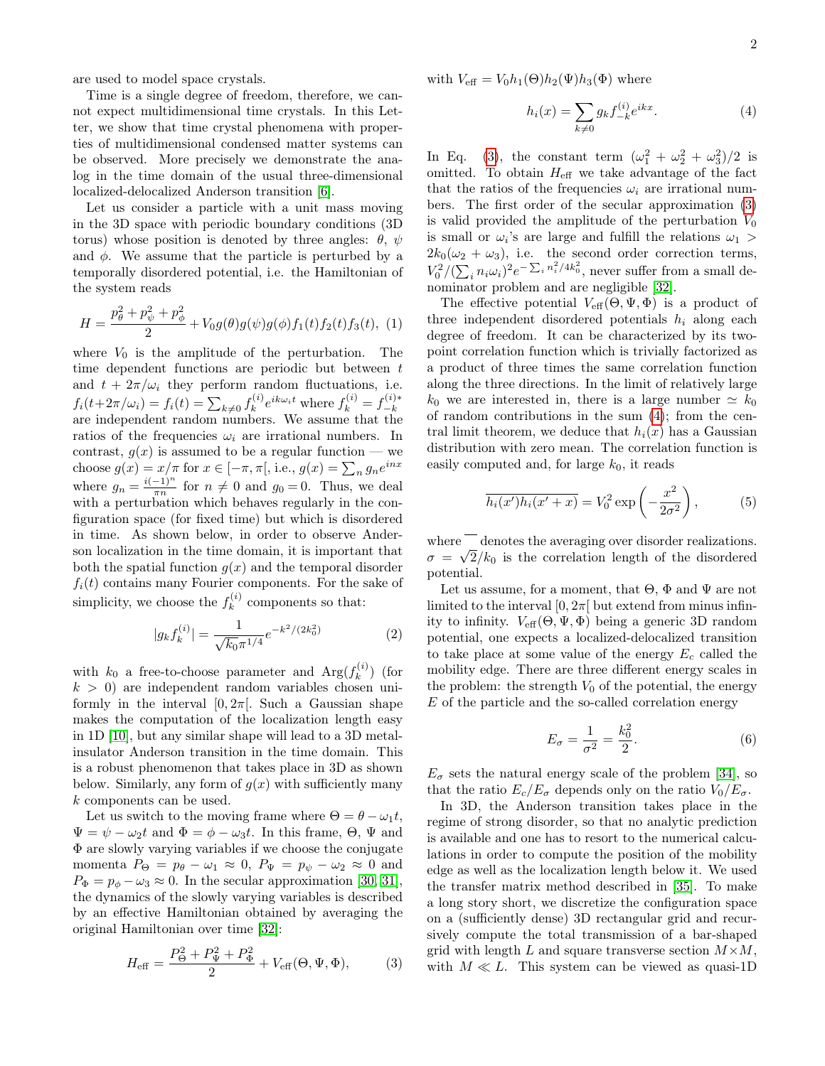are used to model space crystals.

Time is a single degree of freedom, therefore, we cannot expect multidimensional time crystals. In this Letter, we show that time crystal phenomena with properties of multidimensional condensed matter systems can be observed. More precisely we demonstrate the analog in the time domain of the usual three-dimensional localized-delocalized Anderson transition [6].

Let us consider a particle with a unit mass moving in the 3D space with periodic boundary conditions (3D torus) whose position is denoted by three angles: $\theta$, $\psi$ and $\phi$. We assume that the particle is perturbed by a temporally disordered potential, i.e. the Hamiltonian of the system reads

$$H = \frac{p_\theta^2 + p_\psi^2 + p_\phi^2}{2} + V_0 g(\theta)g(\psi)g(\phi)f_1(t)f_2(t)f_3(t), \quad (1)$$

where $V_0$ is the amplitude of the perturbation. The time dependent functions are periodic but between $t$ and $t + 2\pi/\omega_i$ they perform random fluctuations, i.e. $f_i(t+2\pi/\omega_i) = f_i(t) = \sum_{k\neq 0} f_k^{(i)} e^{ik\omega_i t}$ where $f_k^{(i)} = f_{-k}^{(i)*}$ are independent random numbers. We assume that the ratios of the frequencies $\omega_i$ are irrational numbers. In contrast, $g(x)$ is assumed to be a regular function — we choose $g(x) = x/\pi$ for $x \in [-\pi, \pi[$, i.e., $g(x) = \sum_n g_n e^{inx}$ where $g_n = \frac{i(-1)^n}{\pi n}$ for $n \neq 0$ and $g_0 = 0$. Thus, we deal with a perturbation which behaves regularly in the configuration space (for fixed time) but which is disordered in time. As shown below, in order to observe Anderson localization in the time domain, it is important that both the spatial function $g(x)$ and the temporal disorder $f_i(t)$ contains many Fourier components. For the sake of simplicity, we choose the $f_k^{(i)}$ components so that:

$$|g_k f_k^{(i)}| = \frac{1}{\sqrt{k_0}\pi^{1/4}} e^{-k^2/(2k_0^2)} \quad (2)$$

with $k_0$ a free-to-choose parameter and $\mathrm{Arg}(f_k^{(i)})$ (for $k > 0$) are independent random variables chosen uniformly in the interval $[0, 2\pi[$. Such a Gaussian shape makes the computation of the localization length easy in 1D [10], but any similar shape will lead to a 3D metal-insulator Anderson transition in the time domain. This is a robust phenomenon that takes place in 3D as shown below. Similarly, any form of $g(x)$ with sufficiently many $k$ components can be used.

Let us switch to the moving frame where $\Theta = \theta - \omega_1 t$, $\Psi = \psi - \omega_2 t$ and $\Phi = \phi - \omega_3 t$. In this frame, $\Theta$, $\Psi$ and $\Phi$ are slowly varying variables if we choose the conjugate momenta $P_\Theta = p_\theta - \omega_1 \approx 0$, $P_\Psi = p_\psi - \omega_2 \approx 0$ and $P_\Phi = p_\phi - \omega_3 \approx 0$. In the secular approximation [30, 31], the dynamics of the slowly varying variables is described by an effective Hamiltonian obtained by averaging the original Hamiltonian over time [32]:

$$H_{\mathrm{eff}} = \frac{P_\Theta^2 + P_\Psi^2 + P_\Phi^2}{2} + V_{\mathrm{eff}}(\Theta, \Psi, \Phi), \quad (3)$$

with $V_{\mathrm{eff}} = V_0 h_1(\Theta) h_2(\Psi) h_3(\Phi)$ where

$$h_i(x) = \sum_{k\neq 0} g_k f_{-k}^{(i)} e^{ikx}. \quad (4)$$

In Eq. (3), the constant term $(\omega_1^2 + \omega_2^2 + \omega_3^2)/2$ is omitted. To obtain $H_{\mathrm{eff}}$ we take advantage of the fact that the ratios of the frequencies $\omega_i$ are irrational numbers. The first order of the secular approximation (3) is valid provided the amplitude of the perturbation $V_0$ is small or $\omega_i$'s are large and fulfill the relations $\omega_1 > 2k_0(\omega_2 + \omega_3)$, i.e. the second order correction terms, $V_0^2/(\sum_i n_i \omega_i)^2 e^{-\sum_i n_i^2/4k_0^2}$, never suffer from a small denominator problem and are negligible [32].

The effective potential $V_{\mathrm{eff}}(\Theta, \Psi, \Phi)$ is a product of three independent disordered potentials $h_i$ along each degree of freedom. It can be characterized by its two-point correlation function which is trivially factorized as a product of three times the same correlation function along the three directions. In the limit of relatively large $k_0$ we are interested in, there is a large number $\simeq k_0$ of random contributions in the sum (4); from the central limit theorem, we deduce that $h_i(x)$ has a Gaussian distribution with zero mean. The correlation function is easily computed and, for large $k_0$, it reads

$$\overline{h_i(x')h_i(x'+x)} = V_0^2 \exp\left(-\frac{x^2}{2\sigma^2}\right), \quad (5)$$

where $\overline{\phantom{x}}$ denotes the averaging over disorder realizations. $\sigma = \sqrt{2}/k_0$ is the correlation length of the disordered potential.

Let us assume, for a moment, that $\Theta$, $\Phi$ and $\Psi$ are not limited to the interval $[0, 2\pi[$ but extend from minus infinity to infinity. $V_{\mathrm{eff}}(\Theta, \Psi, \Phi)$ being a generic 3D random potential, one expects a localized-delocalized transition to take place at some value of the energy $E_c$ called the mobility edge. There are three different energy scales in the problem: the strength $V_0$ of the potential, the energy $E$ of the particle and the so-called correlation energy

$$E_\sigma = \frac{1}{\sigma^2} = \frac{k_0^2}{2}. \quad (6)$$

$E_\sigma$ sets the natural energy scale of the problem [34], so that the ratio $E_c/E_\sigma$ depends only on the ratio $V_0/E_\sigma$.

In 3D, the Anderson transition takes place in the regime of strong disorder, so that no analytic prediction is available and one has to resort to the numerical calculations in order to compute the position of the mobility edge as well as the localization length below it. We used the transfer matrix method described in [35]. To make a long story short, we discretize the configuration space on a (sufficiently dense) 3D rectangular grid and recursively compute the total transmission of a bar-shaped grid with length $L$ and square transverse section $M \times M$, with $M \ll L$. This system can be viewed as quasi-1D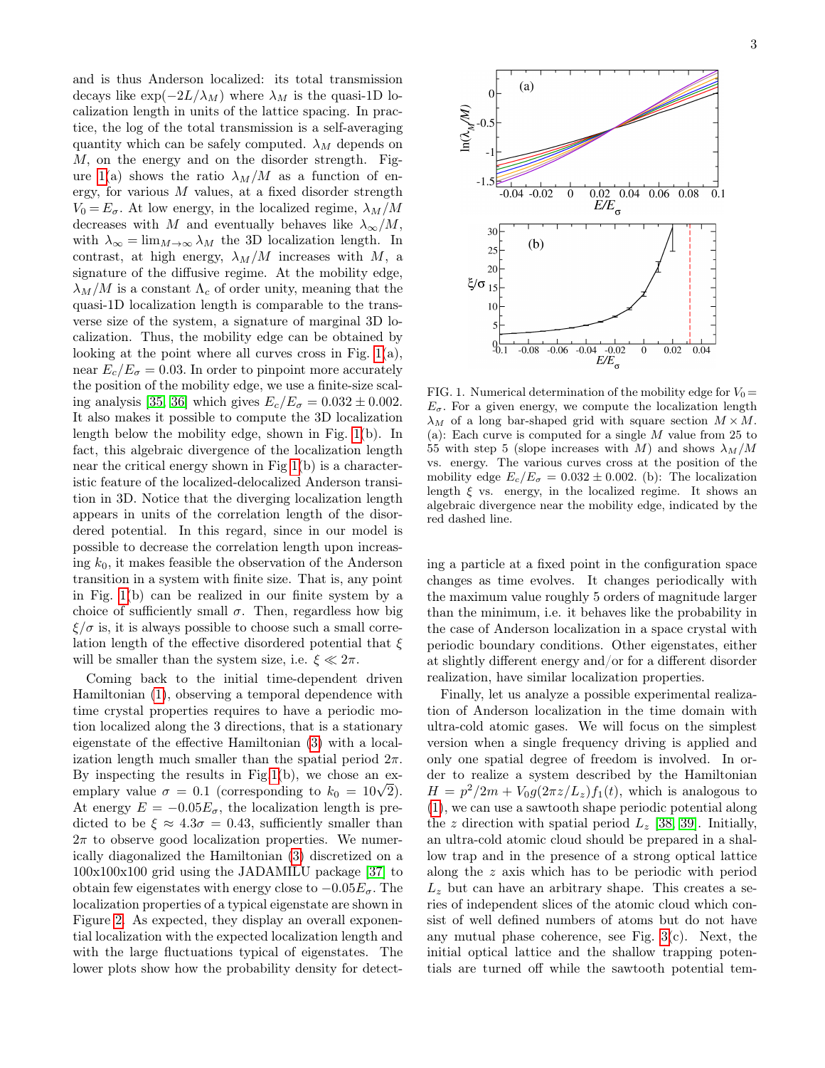and is thus Anderson localized: its total transmission decays like $\exp(-2L/\lambda_M)$ where $\lambda_M$ is the quasi-1D localization length in units of the lattice spacing. In practice, the log of the total transmission is a self-averaging quantity which can be safely computed. $\lambda_M$ depends on $M$, on the energy and on the disorder strength. Figure 1(a) shows the ratio $\lambda_M/M$ as a function of energy, for various $M$ values, at a fixed disorder strength $V_0 = E_\sigma$. At low energy, in the localized regime, $\lambda_M/M$ decreases with $M$ and eventually behaves like $\lambda_\infty/M$, with $\lambda_\infty = \lim_{M\to\infty} \lambda_M$ the 3D localization length. In contrast, at high energy, $\lambda_M/M$ increases with $M$, a signature of the diffusive regime. At the mobility edge, $\lambda_M/M$ is a constant $\Lambda_c$ of order unity, meaning that the quasi-1D localization length is comparable to the transverse size of the system, a signature of marginal 3D localization. Thus, the mobility edge can be obtained by looking at the point where all curves cross in Fig. 1(a), near $E_c/E_\sigma = 0.03$. In order to pinpoint more accurately the position of the mobility edge, we use a finite-size scaling analysis [35, 36] which gives $E_c/E_\sigma = 0.032 \pm 0.002$. It also makes it possible to compute the 3D localization length below the mobility edge, shown in Fig. 1(b). In fact, this algebraic divergence of the localization length near the critical energy shown in Fig 1(b) is a characteristic feature of the localized-delocalized Anderson transition in 3D. Notice that the diverging localization length appears in units of the correlation length of the disordered potential. In this regard, since in our model is possible to decrease the correlation length upon increasing $k_0$, it makes feasible the observation of the Anderson transition in a system with finite size. That is, any point in Fig. 1(b) can be realized in our finite system by a choice of sufficiently small $\sigma$. Then, regardless how big $\xi/\sigma$ is, it is always possible to choose such a small correlation length of the effective disordered potential that $\xi$ will be smaller than the system size, i.e. $\xi \ll 2\pi$.

Coming back to the initial time-dependent driven Hamiltonian (1), observing a temporal dependence with time crystal properties requires to have a periodic motion localized along the 3 directions, that is a stationary eigenstate of the effective Hamiltonian (3) with a localization length much smaller than the spatial period $2\pi$. By inspecting the results in Fig 1(b), we chose an exemplary value $\sigma = 0.1$ (corresponding to $k_0 = 10\sqrt{2}$). At energy $E = -0.05E_\sigma$, the localization length is predicted to be $\xi \approx 4.3\sigma = 0.43$, sufficiently smaller than $2\pi$ to observe good localization properties. We numerically diagonalized the Hamiltonian (3) discretized on a 100x100x100 grid using the JADAMILU package [37] to obtain few eigenstates with energy close to $-0.05E_\sigma$. The localization properties of a typical eigenstate are shown in Figure 2. As expected, they display an overall exponential localization with the expected localization length and with the large fluctuations typical of eigenstates. The lower plots show how the probability density for detecting a particle at a fixed point in the configuration space changes as time evolves. It changes periodically with the maximum value roughly 5 orders of magnitude larger than the minimum, i.e. it behaves like the probability in the case of Anderson localization in a space crystal with periodic boundary conditions. Other eigenstates, either at slightly different energy and/or for a different disorder realization, have similar localization properties.

FIG. 1. Numerical determination of the mobility edge for $V_0 = E_\sigma$. For a given energy, we compute the localization length $\lambda_M$ of a long bar-shaped grid with square section $M \times M$. (a): Each curve is computed for a single $M$ value from 25 to 55 with step 5 (slope increases with $M$) and shows $\lambda_M/M$ vs. energy. The various curves cross at the position of the mobility edge $E_c/E_\sigma = 0.032 \pm 0.002$. (b): The localization length $\xi$ vs. energy, in the localized regime. It shows an algebraic divergence near the mobility edge, indicated by the red dashed line.

Finally, let us analyze a possible experimental realization of Anderson localization in the time domain with ultra-cold atomic gases. We will focus on the simplest version when a single frequency driving is applied and only one spatial degree of freedom is involved. In order to realize a system described by the Hamiltonian $H = p^2/2m + V_0 g(2\pi z/L_z) f_1(t)$, which is analogous to (1), we can use a sawtooth shape periodic potential along the $z$ direction with spatial period $L_z$ [38, 39]. Initially, an ultra-cold atomic cloud should be prepared in a shallow trap and in the presence of a strong optical lattice along the $z$ axis which has to be periodic with period $L_z$ but can have an arbitrary shape. This creates a series of independent slices of the atomic cloud which consist of well defined numbers of atoms but do not have any mutual phase coherence, see Fig. 3(c). Next, the initial optical lattice and the shallow trapping potentials are turned off while the sawtooth potential tem-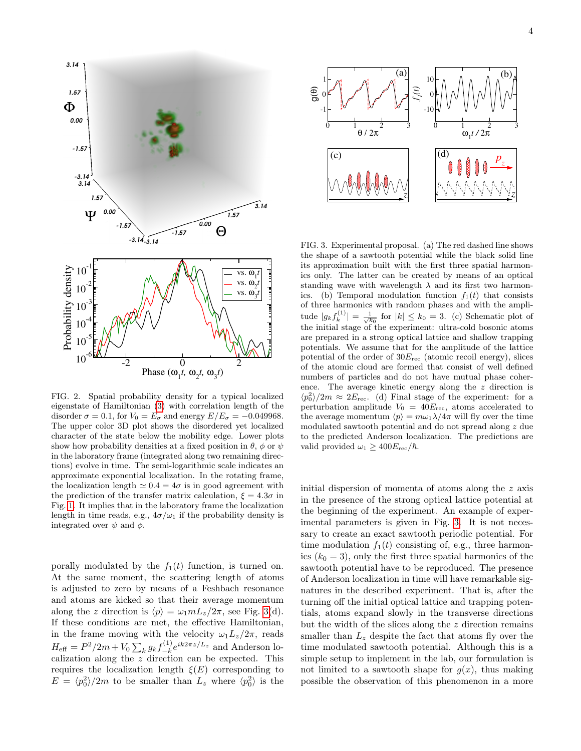FIG. 2. Spatial probability density for a typical localized eigenstate of Hamiltonian (3) with correlation length of the disorder $\sigma = 0.1$, for $V_0 = E_\sigma$ and energy $E/E_\sigma = -0.049968$. The upper color 3D plot shows the disordered yet localized character of the state below the mobility edge. Lower plots show how probability densities at a fixed position in $\theta$, $\phi$ or $\psi$ in the laboratory frame (integrated along two remaining directions) evolve in time. The semi-logarithmic scale indicates an approximate exponential localization. In the rotating frame, the localization length $\simeq 0.4 = 4\sigma$ is in good agreement with the prediction of the transfer matrix calculation, $\xi = 4.3\sigma$ in Fig. 1. It implies that in the laboratory frame the localization length in time reads, e.g., $4\sigma/\omega_1$ if the probability density is integrated over $\psi$ and $\phi$.

FIG. 3. Experimental proposal. (a) The red dashed line shows the shape of a sawtooth potential while the black solid line its approximation built with the first three spatial harmonics only. The latter can be created by means of an optical standing wave with wavelength $\lambda$ and its first two harmonics. (b) Temporal modulation function $f_1(t)$ that consists of three harmonics with random phases and with the amplitude $|g_k f_k^{(1)}| = \frac{1}{\sqrt{k_0}}$ for $|k| \le k_0 = 3$. (c) Schematic plot of the initial stage of the experiment: ultra-cold bosonic atoms are prepared in a strong optical lattice and shallow trapping potentials. We assume that for the amplitude of the lattice potential of the order of $30E_{\rm rec}$ (atomic recoil energy), slices of the atomic cloud are formed that consist of well defined numbers of particles and do not have mutual phase coherence. The average kinetic energy along the $z$ direction is $\langle p_0^2\rangle/2m \approx 2E_{\rm rec}$. (d) Final stage of the experiment: for a perturbation amplitude $V_0 = 40E_{\rm rec}$, atoms accelerated to the average momentum $\langle p\rangle = m\omega_1\lambda/4\pi$ will fly over the time modulated sawtooth potential and do not spread along $z$ due to the predicted Anderson localization. The predictions are valid provided $\omega_1 \ge 400E_{\rm rec}/\hbar$.

porally modulated by the $f_1(t)$ function, is turned on. At the same moment, the scattering length of atoms is adjusted to zero by means of a Feshbach resonance and atoms are kicked so that their average momentum along the $z$ direction is $\langle p\rangle = \omega_1 m L_z/2\pi$, see Fig. 3(d). If these conditions are met, the effective Hamiltonian, in the frame moving with the velocity $\omega_1 L_z/2\pi$, reads $H_{\rm eff} = P^2/2m + V_0\sum_k g_k f_{-k}^{(1)} e^{ik2\pi z/L_z}$ and Anderson localization along the $z$ direction can be expected. This requires the localization length $\xi(E)$ corresponding to $E = \langle p_0^2\rangle/2m$ to be smaller than $L_z$ where $\langle p_0^2\rangle$ is the initial dispersion of momenta of atoms along the $z$ axis in the presence of the strong optical lattice potential at the beginning of the experiment. An example of experimental parameters is given in Fig. 3. It is not necessary to create an exact sawtooth periodic potential. For time modulation $f_1(t)$ consisting of, e.g., three harmonics ($k_0 = 3$), only the first three spatial harmonics of the sawtooth potential have to be reproduced. The presence of Anderson localization in time will have remarkable signatures in the described experiment. That is, after the turning off the initial optical lattice and trapping potentials, atoms expand slowly in the transverse directions but the width of the slices along the $z$ direction remains smaller than $L_z$ despite the fact that atoms fly over the time modulated sawtooth potential. Although this is a simple setup to implement in the lab, our formulation is not limited to a sawtooth shape for $g(x)$, thus making possible the observation of this phenomenon in a more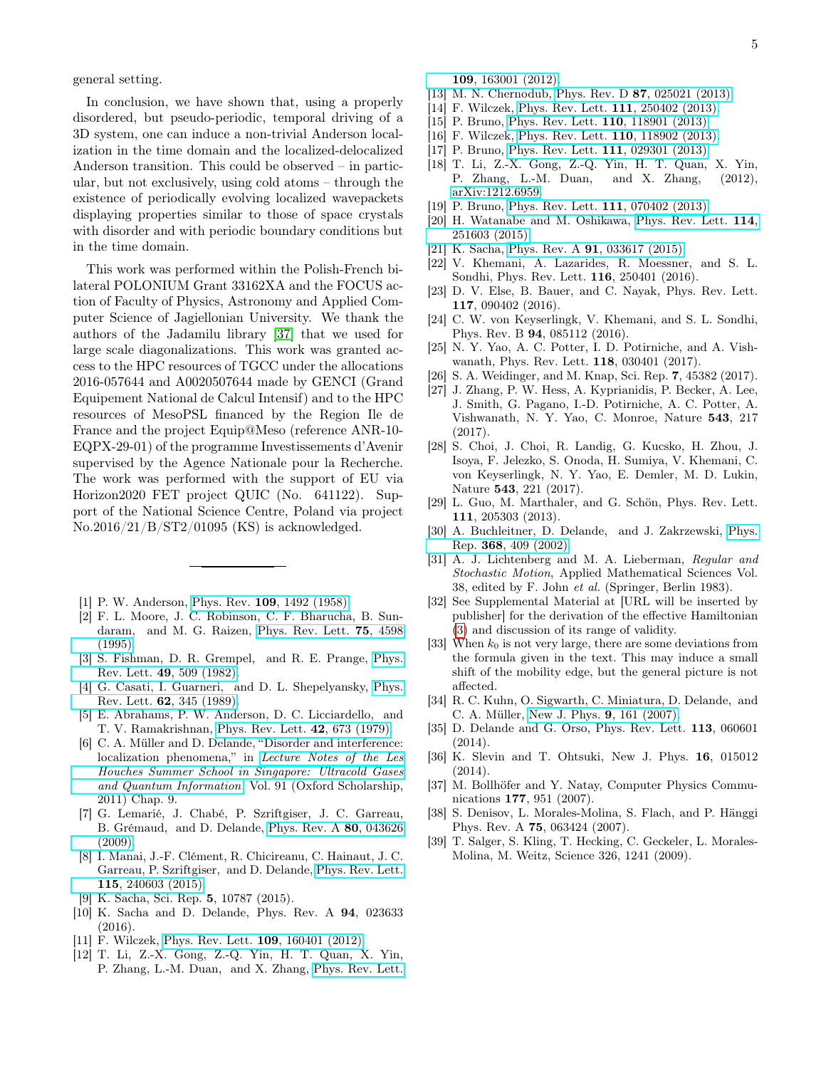general setting.

In conclusion, we have shown that, using a properly disordered, but pseudo-periodic, temporal driving of a 3D system, one can induce a non-trivial Anderson localization in the time domain and the localized-delocalized Anderson transition. This could be observed – in particular, but not exclusively, using cold atoms – through the existence of periodically evolving localized wavepackets displaying properties similar to those of space crystals with disorder and with periodic boundary conditions but in the time domain.

This work was performed within the Polish-French bilateral POLONIUM Grant 33162XA and the FOCUS action of Faculty of Physics, Astronomy and Applied Computer Science of Jagiellonian University. We thank the authors of the Jadamilu library [37] that we used for large scale diagonalizations. This work was granted access to the HPC resources of TGCC under the allocations 2016-057644 and A0020507644 made by GENCI (Grand Equipement National de Calcul Intensif) and to the HPC resources of MesoPSL financed by the Region Ile de France and the project Equip@Meso (reference ANR-10-EQPX-29-01) of the programme Investissements d'Avenir supervised by the Agence Nationale pour la Recherche. The work was performed with the support of EU via Horizon2020 FET project QUIC (No. 641122). Support of the National Science Centre, Poland via project No.2016/21/B/ST2/01095 (KS) is acknowledged.

---

[1] P. W. Anderson, Phys. Rev. **109**, 1492 (1958).
[2] F. L. Moore, J. C. Robinson, C. F. Bharucha, B. Sundaram, and M. G. Raizen, Phys. Rev. Lett. **75**, 4598 (1995).
[3] S. Fishman, D. R. Grempel, and R. E. Prange, Phys. Rev. Lett. **49**, 509 (1982).
[4] G. Casati, I. Guarneri, and D. L. Shepelyansky, Phys. Rev. Lett. **62**, 345 (1989).
[5] E. Abrahams, P. W. Anderson, D. C. Licciardello, and T. V. Ramakrishnan, Phys. Rev. Lett. **42**, 673 (1979).
[6] C. A. Müller and D. Delande, "Disorder and interference: localization phenomena," in *Lecture Notes of the Les Houches Summer School in Singapore: Ultracold Gases and Quantum Information*, Vol. 91 (Oxford Scholarship, 2011) Chap. 9.
[7] G. Lemarié, J. Chabé, P. Szriftgiser, J. C. Garreau, B. Grémaud, and D. Delande, Phys. Rev. A **80**, 043626 (2009).
[8] I. Manai, J.-F. Clément, R. Chicireanu, C. Hainaut, J. C. Garreau, P. Szriftgiser, and D. Delande, Phys. Rev. Lett. **115**, 240603 (2015).
[9] K. Sacha, Sci. Rep. **5**, 10787 (2015).
[10] K. Sacha and D. Delande, Phys. Rev. A **94**, 023633 (2016).
[11] F. Wilczek, Phys. Rev. Lett. **109**, 160401 (2012).
[12] T. Li, Z.-X. Gong, Z.-Q. Yin, H. T. Quan, X. Yin, P. Zhang, L.-M. Duan, and X. Zhang, Phys. Rev. Lett. **109**, 163001 (2012).
[13] M. N. Chernodub, Phys. Rev. D **87**, 025021 (2013).
[14] F. Wilczek, Phys. Rev. Lett. **111**, 250402 (2013).
[15] P. Bruno, Phys. Rev. Lett. **110**, 118901 (2013).
[16] F. Wilczek, Phys. Rev. Lett. **110**, 118902 (2013).
[17] P. Bruno, Phys. Rev. Lett. **111**, 029301 (2013).
[18] T. Li, Z.-X. Gong, Z.-Q. Yin, H. T. Quan, X. Yin, P. Zhang, L.-M. Duan, and X. Zhang, (2012), arXiv:1212.6959.
[19] P. Bruno, Phys. Rev. Lett. **111**, 070402 (2013).
[20] H. Watanabe and M. Oshikawa, Phys. Rev. Lett. **114**, 251603 (2015).
[21] K. Sacha, Phys. Rev. A **91**, 033617 (2015).
[22] V. Khemani, A. Lazarides, R. Moessner, and S. L. Sondhi, Phys. Rev. Lett. **116**, 250401 (2016).
[23] D. V. Else, B. Bauer, and C. Nayak, Phys. Rev. Lett. **117**, 090402 (2016).
[24] C. W. von Keyserlingk, V. Khemani, and S. L. Sondhi, Phys. Rev. B **94**, 085112 (2016).
[25] N. Y. Yao, A. C. Potter, I. D. Potirniche, and A. Vishwanath, Phys. Rev. Lett. **118**, 030401 (2017).
[26] S. A. Weidinger, and M. Knap, Sci. Rep. **7**, 45382 (2017).
[27] J. Zhang, P. W. Hess, A. Kyprianidis, P. Becker, A. Lee, J. Smith, G. Pagano, I.-D. Potirniche, A. C. Potter, A. Vishwanath, N. Y. Yao, C. Monroe, Nature **543**, 217 (2017).
[28] S. Choi, J. Choi, R. Landig, G. Kucsko, H. Zhou, J. Isoya, F. Jelezko, S. Onoda, H. Sumiya, V. Khemani, C. von Keyserlingk, N. Y. Yao, E. Demler, M. D. Lukin, Nature **543**, 221 (2017).
[29] L. Guo, M. Marthaler, and G. Schön, Phys. Rev. Lett. **111**, 205303 (2013).
[30] A. Buchleitner, D. Delande, and J. Zakrzewski, Phys. Rep. **368**, 409 (2002).
[31] A. J. Lichtenberg and M. A. Lieberman, *Regular and Stochastic Motion*, Applied Mathematical Sciences Vol. 38, edited by F. John *et al.* (Springer, Berlin 1983).
[32] See Supplemental Material at [URL will be inserted by publisher] for the derivation of the effective Hamiltonian (3) and discussion of its range of validity.
[33] When $k_0$ is not very large, there are some deviations from the formula given in the text. This may induce a small shift of the mobility edge, but the general picture is not affected.
[34] R. C. Kuhn, O. Sigwarth, C. Miniatura, D. Delande, and C. A. Müller, New J. Phys. **9**, 161 (2007).
[35] D. Delande and G. Orso, Phys. Rev. Lett. **113**, 060601 (2014).
[36] K. Slevin and T. Ohtsuki, New J. Phys. **16**, 015012 (2014).
[37] M. Bollhöfer and Y. Notay, Computer Physics Communications **177**, 951 (2007).
[38] S. Denisov, L. Morales-Molina, S. Flach, and P. Hänggi Phys. Rev. A **75**, 063424 (2007).
[39] T. Salger, S. Kling, T. Hecking, C. Geckeler, L. Morales-Molina, M. Weitz, Science 326, 1241 (2009).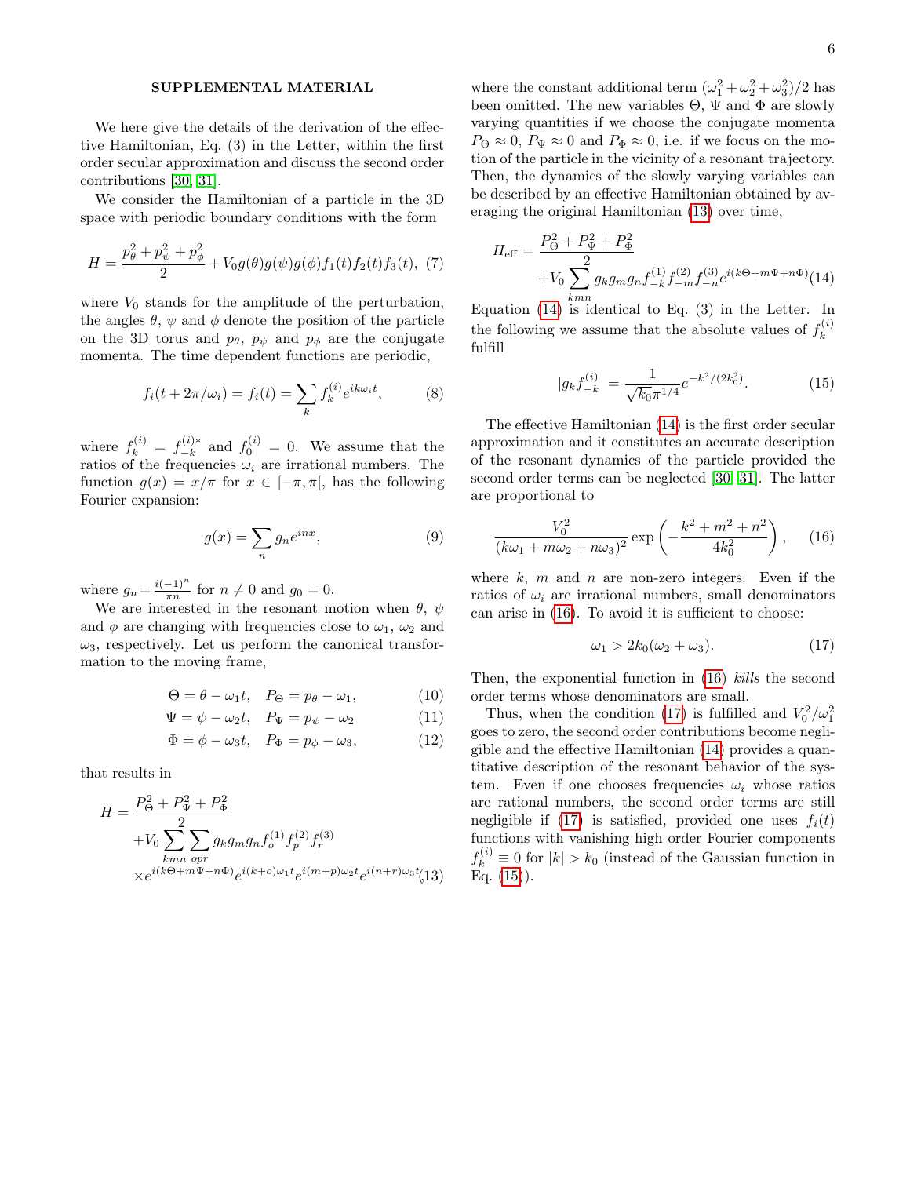## SUPPLEMENTAL MATERIAL

We here give the details of the derivation of the effective Hamiltonian, Eq. (3) in the Letter, within the first order secular approximation and discuss the second order contributions [30, 31].

We consider the Hamiltonian of a particle in the 3D space with periodic boundary conditions with the form

$$H = \frac{p_\theta^2 + p_\psi^2 + p_\phi^2}{2} + V_0 g(\theta) g(\psi) g(\phi) f_1(t) f_2(t) f_3(t), \quad (7)$$

where $V_0$ stands for the amplitude of the perturbation, the angles $\theta$, $\psi$ and $\phi$ denote the position of the particle on the 3D torus and $p_\theta$, $p_\psi$ and $p_\phi$ are the conjugate momenta. The time dependent functions are periodic,

$$f_i(t + 2\pi/\omega_i) = f_i(t) = \sum_k f_k^{(i)} e^{ik\omega_i t}, \quad (8)$$

where $f_k^{(i)} = f_{-k}^{(i)*}$ and $f_0^{(i)} = 0$. We assume that the ratios of the frequencies $\omega_i$ are irrational numbers. The function $g(x) = x/\pi$ for $x \in [-\pi, \pi[$, has the following Fourier expansion:

$$g(x) = \sum_n g_n e^{inx}, \quad (9)$$

where $g_n = \frac{i(-1)^n}{\pi n}$ for $n \neq 0$ and $g_0 = 0$.

We are interested in the resonant motion when $\theta$, $\psi$ and $\phi$ are changing with frequencies close to $\omega_1$, $\omega_2$ and $\omega_3$, respectively. Let us perform the canonical transformation to the moving frame,

$$\Theta = \theta - \omega_1 t, \quad P_\Theta = p_\theta - \omega_1, \quad (10)$$

$$\Psi = \psi - \omega_2 t, \quad P_\Psi = p_\psi - \omega_2 \quad (11)$$

$$\Phi = \phi - \omega_3 t, \quad P_\Phi = p_\phi - \omega_3, \quad (12)$$

that results in

$$H = \frac{P_\Theta^2 + P_\Psi^2 + P_\Phi^2}{2} + V_0 \sum_{kmn} \sum_{opr} g_k g_m g_n f_o^{(1)} f_p^{(2)} f_r^{(3)} \times e^{i(k\Theta + m\Psi + n\Phi)} e^{i(k+o)\omega_1 t} e^{i(m+p)\omega_2 t} e^{i(n+r)\omega_3 t}, \quad (13)$$

where the constant additional term $(\omega_1^2 + \omega_2^2 + \omega_3^2)/2$ has been omitted. The new variables $\Theta$, $\Psi$ and $\Phi$ are slowly varying quantities if we choose the conjugate momenta $P_\Theta \approx 0$, $P_\Psi \approx 0$ and $P_\Phi \approx 0$, i.e. if we focus on the motion of the particle in the vicinity of a resonant trajectory. Then, the dynamics of the slowly varying variables can be described by an effective Hamiltonian obtained by averaging the original Hamiltonian (13) over time,

$$H_{\text{eff}} = \frac{P_\Theta^2 + P_\Psi^2 + P_\Phi^2}{2} + V_0 \sum_{kmn} g_k g_m g_n f_{-k}^{(1)} f_{-m}^{(2)} f_{-n}^{(3)} e^{i(k\Theta + m\Psi + n\Phi)} \quad (14)$$

Equation (14) is identical to Eq. (3) in the Letter. In the following we assume that the absolute values of $f_k^{(i)}$ fulfill

$$|g_k f_{-k}^{(i)}| = \frac{1}{\sqrt{k_0}\pi^{1/4}} e^{-k^2/(2k_0^2)}. \quad (15)$$

The effective Hamiltonian (14) is the first order secular approximation and it constitutes an accurate description of the resonant dynamics of the particle provided the second order terms can be neglected [30, 31]. The latter are proportional to

$$\frac{V_0^2}{(k\omega_1 + m\omega_2 + n\omega_3)^2} \exp\left(-\frac{k^2 + m^2 + n^2}{4k_0^2}\right), \quad (16)$$

where $k$, $m$ and $n$ are non-zero integers. Even if the ratios of $\omega_i$ are irrational numbers, small denominators can arise in (16). To avoid it is sufficient to choose:

$$\omega_1 > 2k_0(\omega_2 + \omega_3). \quad (17)$$

Then, the exponential function in (16) *kills* the second order terms whose denominators are small.

Thus, when the condition (17) is fulfilled and $V_0^2/\omega_1^2$ goes to zero, the second order contributions become negligible and the effective Hamiltonian (14) provides a quantitative description of the resonant behavior of the system. Even if one chooses frequencies $\omega_i$ whose ratios are rational numbers, the second order terms are still negligible if (17) is satisfied, provided one uses $f_i(t)$ functions with vanishing high order Fourier components $f_k^{(i)} \equiv 0$ for $|k| > k_0$ (instead of the Gaussian function in Eq. (15)).